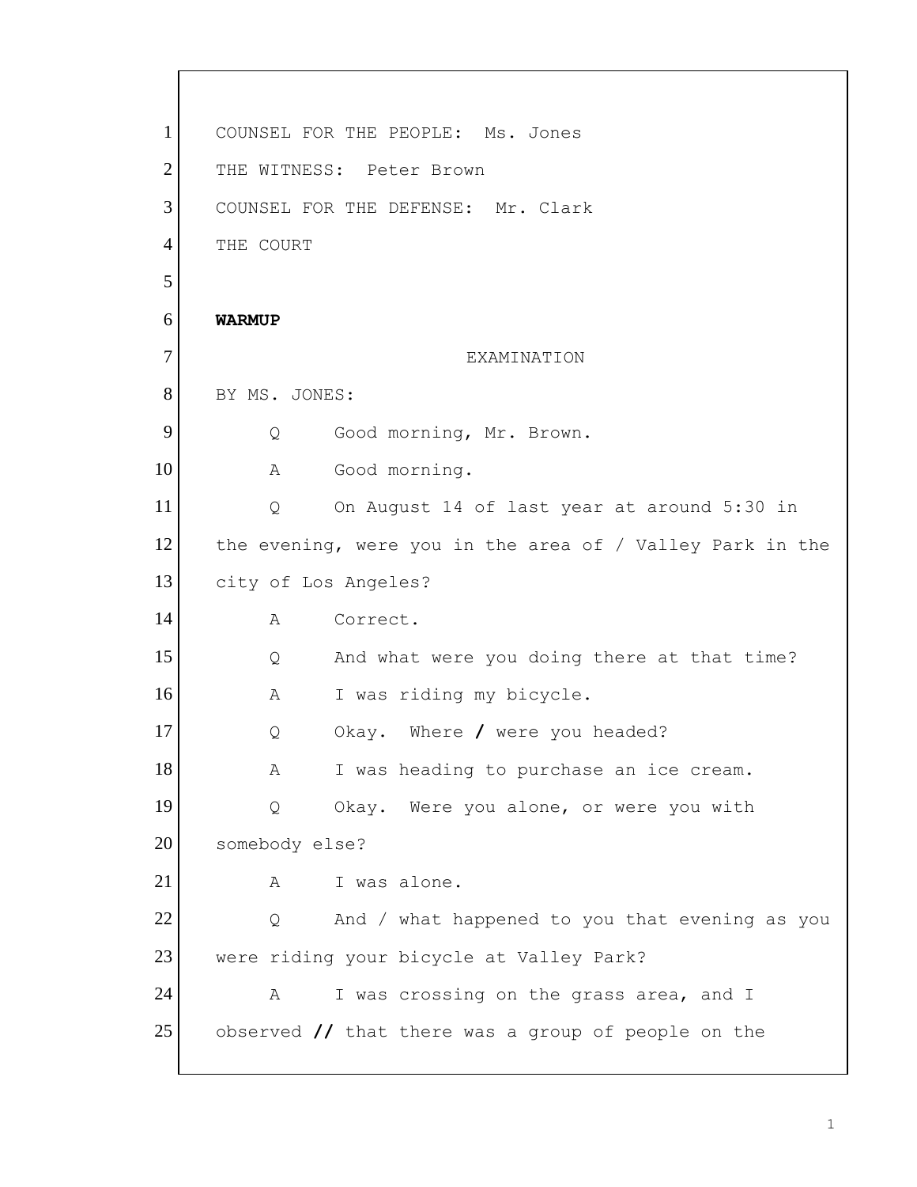COUNSEL FOR THE PEOPLE: Ms. Jones
THE WITNESS: Peter Brown
COUNSEL FOR THE DEFENSE: Mr. Clark
THE COURT

**WARMUP**

EXAMINATION

BY MS. JONES:

Q Good morning, Mr. Brown.

A Good morning.

Q On August 14 of last year at around 5:30 in the evening, were you in the area of / Valley Park in the city of Los Angeles?

A Correct.

Q And what were you doing there at that time?

A I was riding my bicycle.

Q Okay. Where **/** were you headed?

A I was heading to purchase an ice cream.

Q Okay. Were you alone, or were you with somebody else?

A I was alone.

Q And / what happened to you that evening as you were riding your bicycle at Valley Park?

A I was crossing on the grass area, and I observed **//** that there was a group of people on the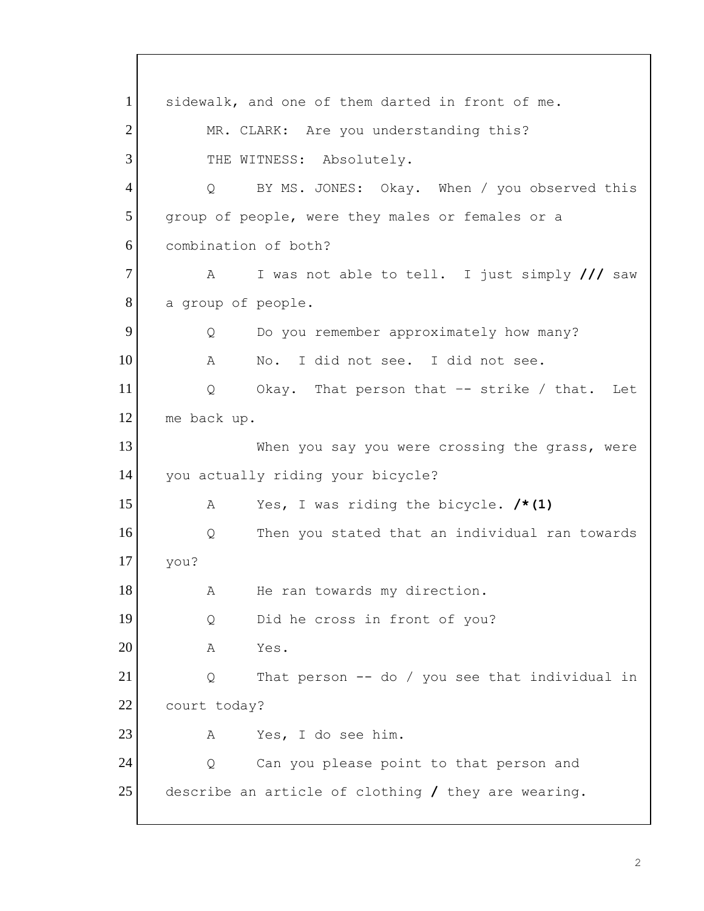1 sidewalk, and one of them darted in front of me.

2 MR. CLARK: Are you understanding this?

3 THE WITNESS: Absolutely.

4 Q BY MS. JONES: Okay. When / you observed this

5 group of people, were they males or females or a

6 combination of both?

7 A I was not able to tell. I just simply **///** saw

8 a group of people.

9 Q Do you remember approximately how many?

10 A No. I did not see. I did not see.

11 Q Okay. That person that -- strike / that. Let

12 me back up.

13 When you say you were crossing the grass, were

14 you actually riding your bicycle?

15 A Yes, I was riding the bicycle. **/*(1)**

16 Q Then you stated that an individual ran towards

17 you?

18 A He ran towards my direction.

19 Q Did he cross in front of you?

20 A Yes.

21 Q That person -- do / you see that individual in

22 court today?

23 A Yes, I do see him.

24 Q Can you please point to that person and

25 describe an article of clothing **/** they are wearing.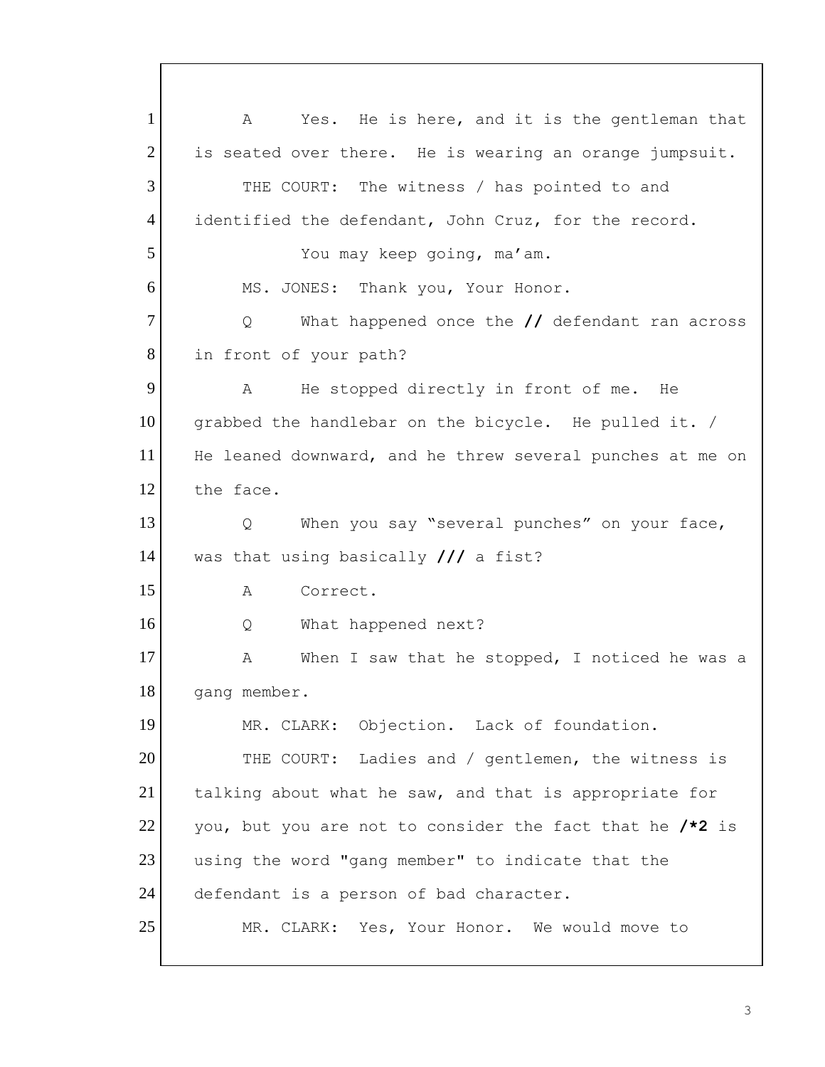1 A Yes. He is here, and it is the gentleman that
2 is seated over there. He is wearing an orange jumpsuit.
3 THE COURT: The witness / has pointed to and
4 identified the defendant, John Cruz, for the record.
5 You may keep going, ma'am.
6 MS. JONES: Thank you, Your Honor.
7 Q What happened once the **//** defendant ran across
8 in front of your path?
9 A He stopped directly in front of me. He
10 grabbed the handlebar on the bicycle. He pulled it. /
11 He leaned downward, and he threw several punches at me on
12 the face.
13 Q When you say "several punches" on your face,
14 was that using basically **///** a fist?
15 A Correct.
16 Q What happened next?
17 A When I saw that he stopped, I noticed he was a
18 gang member.
19 MR. CLARK: Objection. Lack of foundation.
20 THE COURT: Ladies and / gentlemen, the witness is
21 talking about what he saw, and that is appropriate for
22 you, but you are not to consider the fact that he **/*2** is
23 using the word "gang member" to indicate that the
24 defendant is a person of bad character.
25 MR. CLARK: Yes, Your Honor. We would move to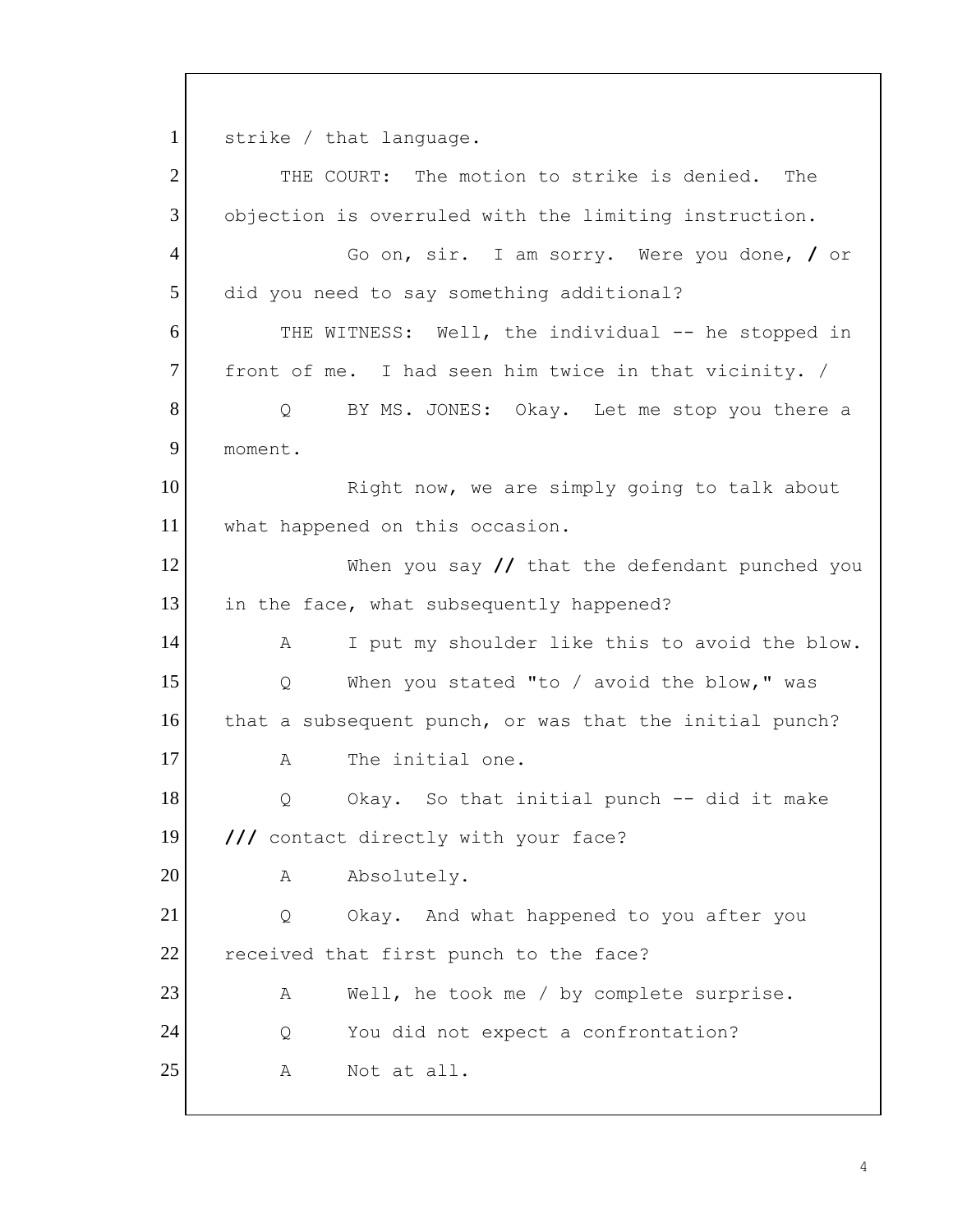1 strike / that language.

2 THE COURT: The motion to strike is denied. The

3 objection is overruled with the limiting instruction.

4 Go on, sir. I am sorry. Were you done, / or

5 did you need to say something additional?

6 THE WITNESS: Well, the individual -- he stopped in

7 front of me. I had seen him twice in that vicinity. /

8 Q BY MS. JONES: Okay. Let me stop you there a

9 moment.

10 Right now, we are simply going to talk about

11 what happened on this occasion.

12 When you say // that the defendant punched you

13 in the face, what subsequently happened?

14 A I put my shoulder like this to avoid the blow.

15 Q When you stated "to / avoid the blow," was

16 that a subsequent punch, or was that the initial punch?

17 A The initial one.

18 Q Okay. So that initial punch -- did it make

19 /// contact directly with your face?

20 A Absolutely.

21 Q Okay. And what happened to you after you

22 received that first punch to the face?

23 A Well, he took me / by complete surprise.

24 Q You did not expect a confrontation?

25 A Not at all.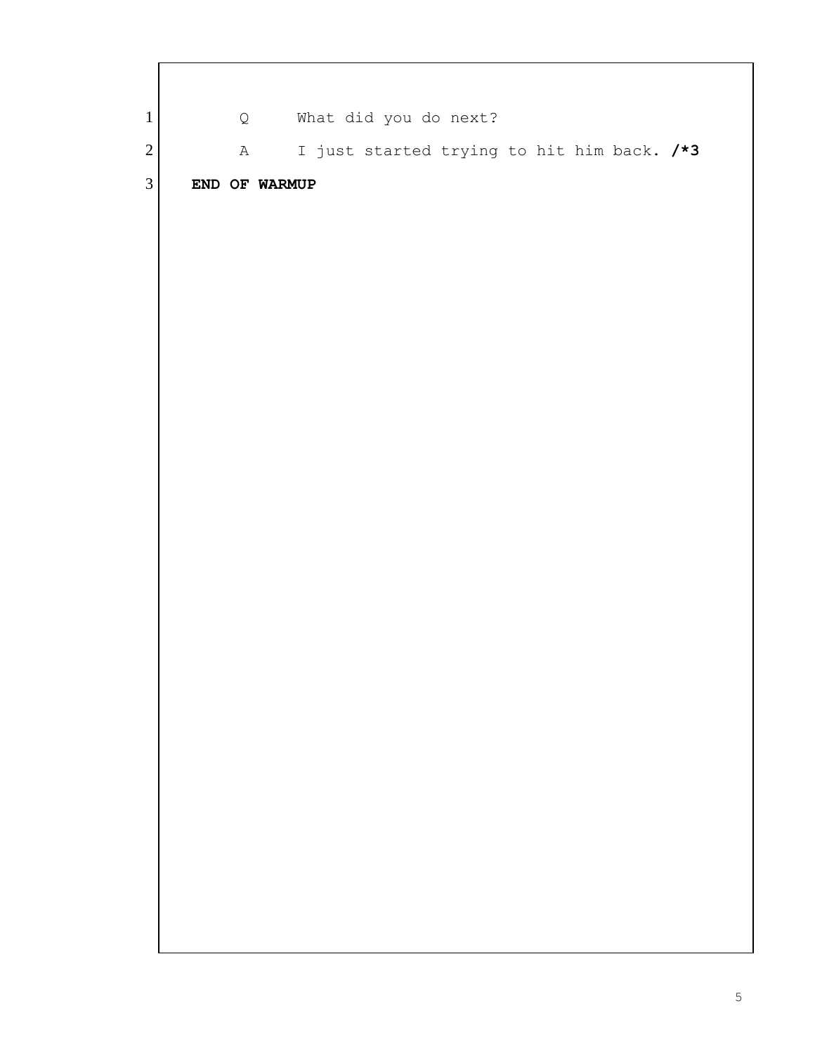1 Q What did you do next?

2 A I just started trying to hit him back. **/*3**

3 **END OF WARMUP**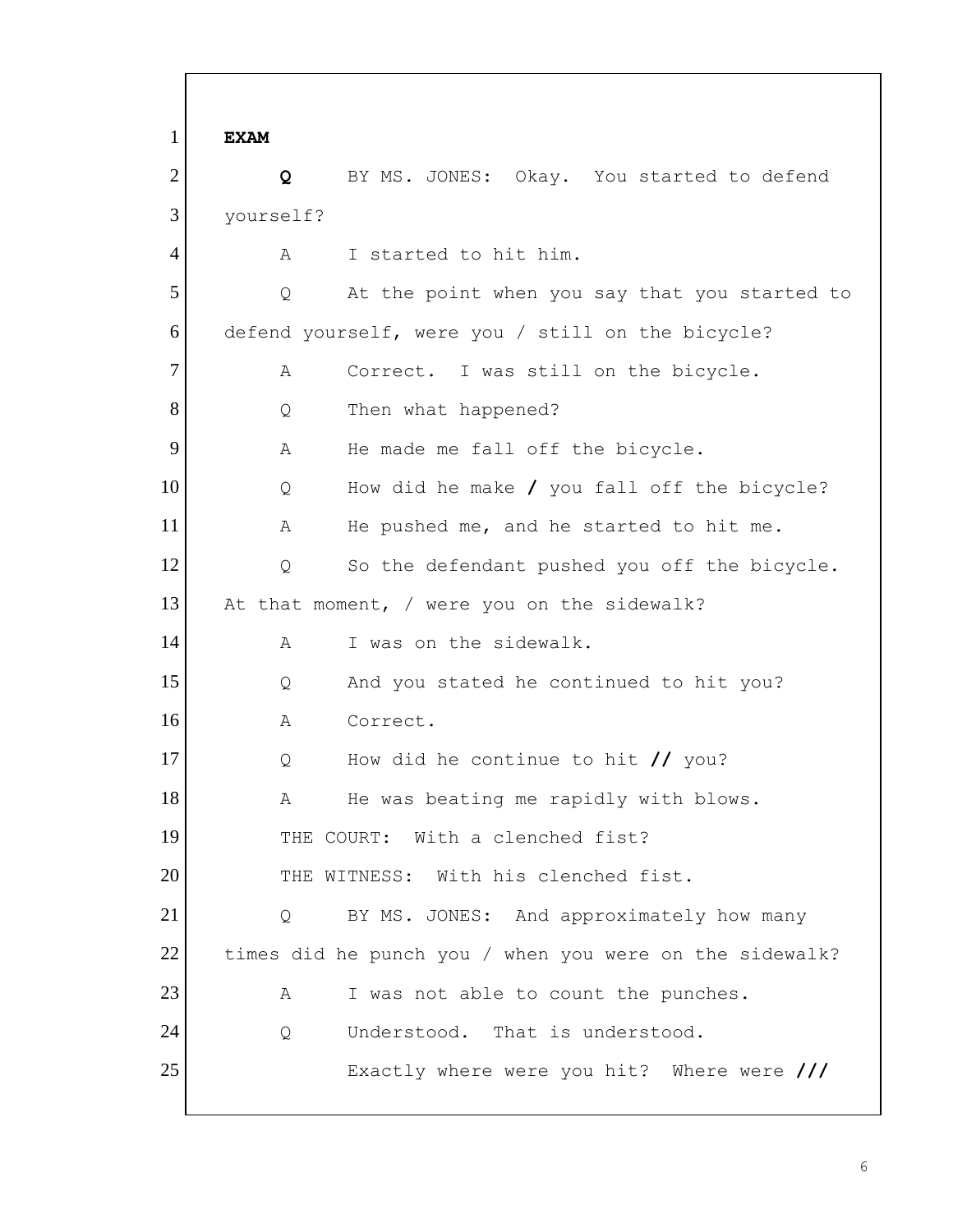**EXAM**

**Q** BY MS. JONES: Okay. You started to defend yourself?

A I started to hit him.

Q At the point when you say that you started to defend yourself, were you / still on the bicycle?

A Correct. I was still on the bicycle.

Q Then what happened?

A He made me fall off the bicycle.

Q How did he make **/** you fall off the bicycle?

A He pushed me, and he started to hit me.

Q So the defendant pushed you off the bicycle. At that moment, / were you on the sidewalk?

A I was on the sidewalk.

Q And you stated he continued to hit you?

A Correct.

Q How did he continue to hit **//** you?

A He was beating me rapidly with blows.

THE COURT: With a clenched fist?

THE WITNESS: With his clenched fist.

Q BY MS. JONES: And approximately how many times did he punch you / when you were on the sidewalk?

A I was not able to count the punches.

Q Understood. That is understood.

Exactly where were you hit? Where were **///**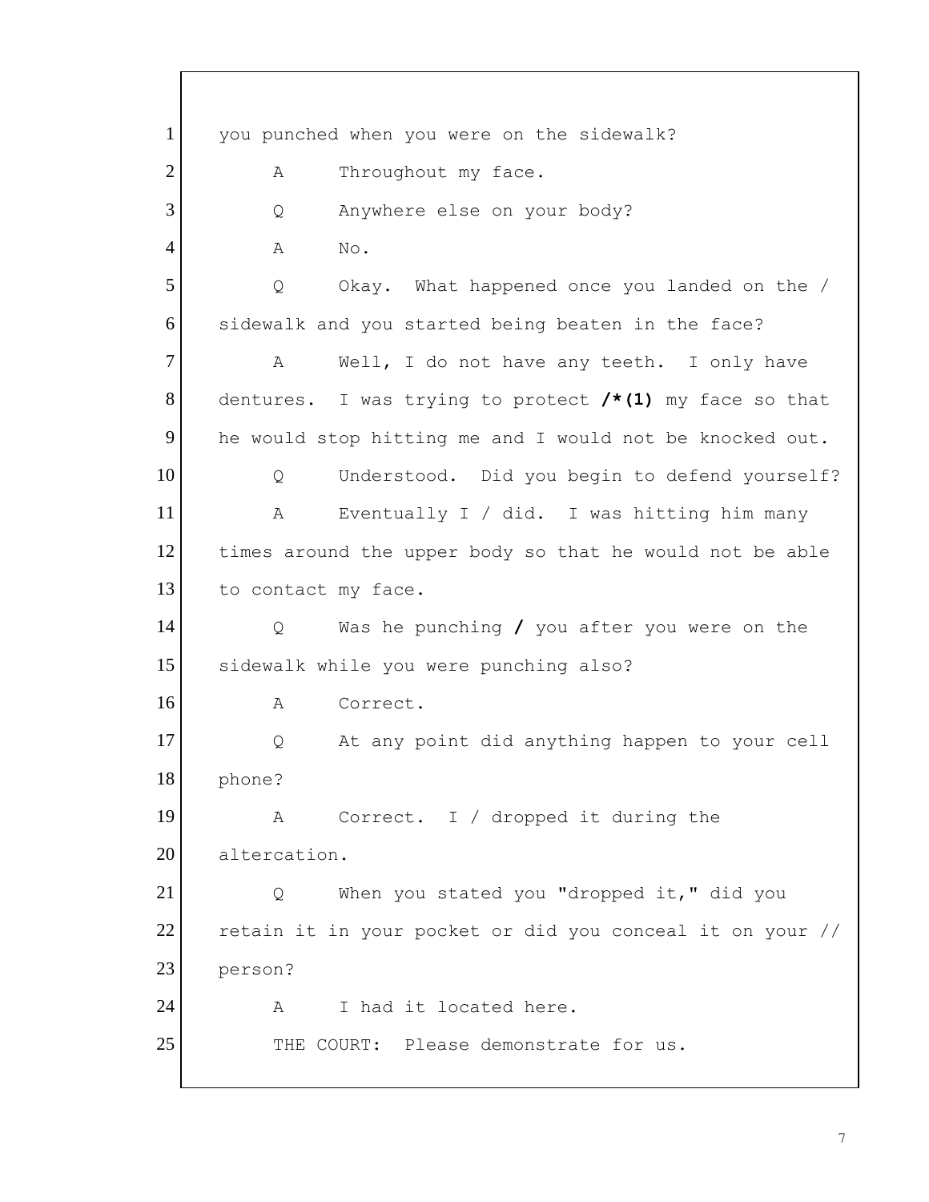1 you punched when you were on the sidewalk?

2 A Throughout my face.

3 Q Anywhere else on your body?

4 A No.

5 Q Okay. What happened once you landed on the /

6 sidewalk and you started being beaten in the face?

7 A Well, I do not have any teeth. I only have

8 dentures. I was trying to protect **/*(1)** my face so that

9 he would stop hitting me and I would not be knocked out.

10 Q Understood. Did you begin to defend yourself?

11 A Eventually I / did. I was hitting him many

12 times around the upper body so that he would not be able

13 to contact my face.

14 Q Was he punching **/** you after you were on the

15 sidewalk while you were punching also?

16 A Correct.

17 Q At any point did anything happen to your cell

18 phone?

19 A Correct. I / dropped it during the

20 altercation.

21 Q When you stated you "dropped it," did you

22 retain it in your pocket or did you conceal it on your //

23 person?

24 A I had it located here.

25 THE COURT: Please demonstrate for us.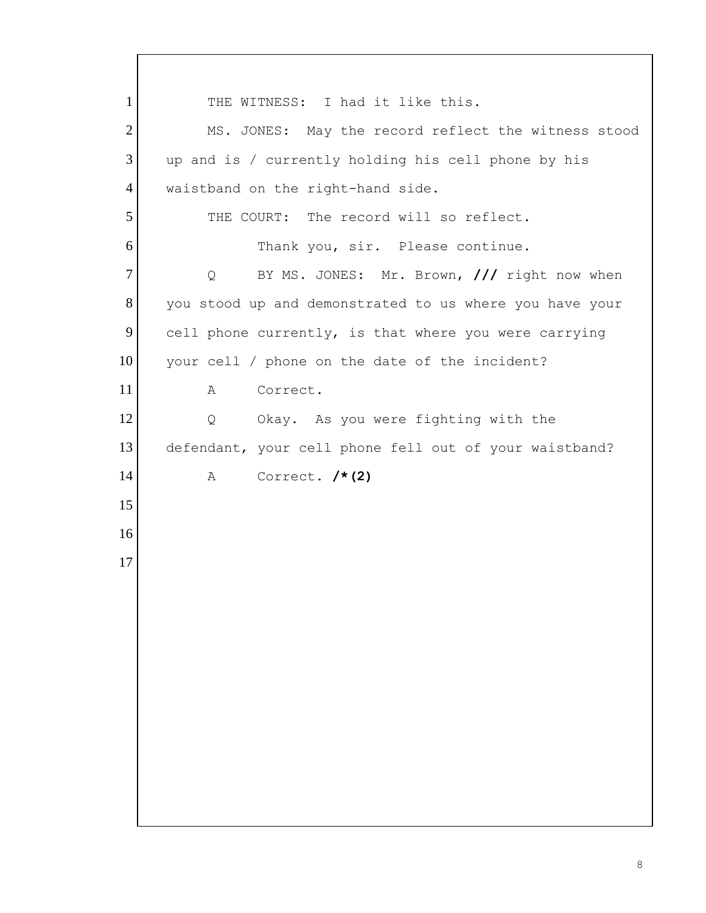THE WITNESS: I had it like this.

MS. JONES: May the record reflect the witness stood up and is / currently holding his cell phone by his waistband on the right-hand side.

THE COURT: The record will so reflect.

Thank you, sir. Please continue.

Q BY MS. JONES: Mr. Brown, **///** right now when you stood up and demonstrated to us where you have your cell phone currently, is that where you were carrying your cell / phone on the date of the incident?

A Correct.

Q Okay. As you were fighting with the defendant, your cell phone fell out of your waistband?

A Correct. **/*(2)**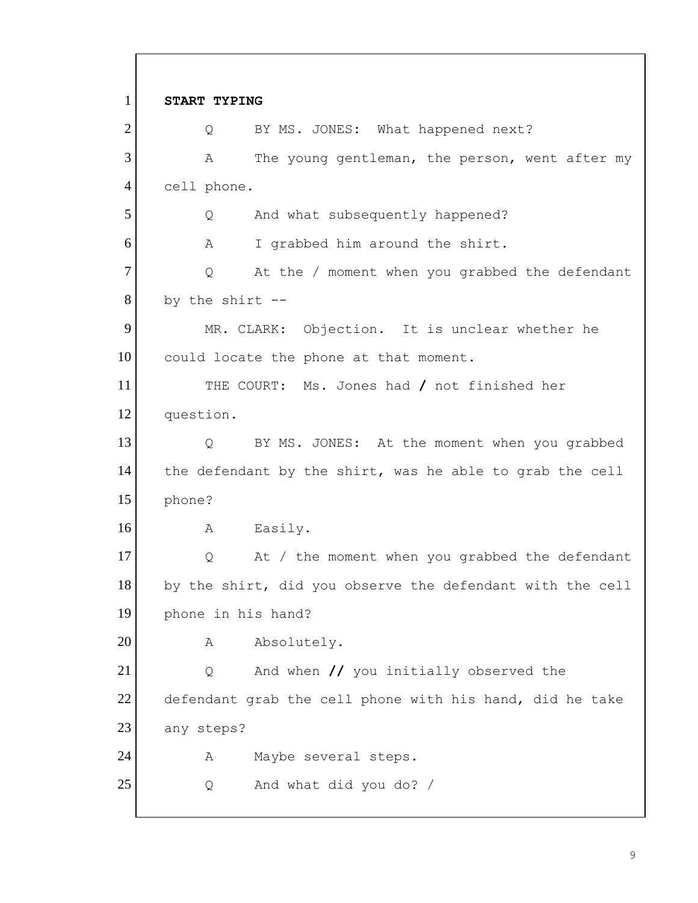**START TYPING**

Q BY MS. JONES: What happened next?

A The young gentleman, the person, went after my cell phone.

Q And what subsequently happened?

A I grabbed him around the shirt.

Q At the / moment when you grabbed the defendant by the shirt --

MR. CLARK: Objection. It is unclear whether he could locate the phone at that moment.

THE COURT: Ms. Jones had **/** not finished her question.

Q BY MS. JONES: At the moment when you grabbed the defendant by the shirt, was he able to grab the cell phone?

A Easily.

Q At / the moment when you grabbed the defendant by the shirt, did you observe the defendant with the cell phone in his hand?

A Absolutely.

Q And when **//** you initially observed the defendant grab the cell phone with his hand, did he take any steps?

A Maybe several steps.

Q And what did you do? /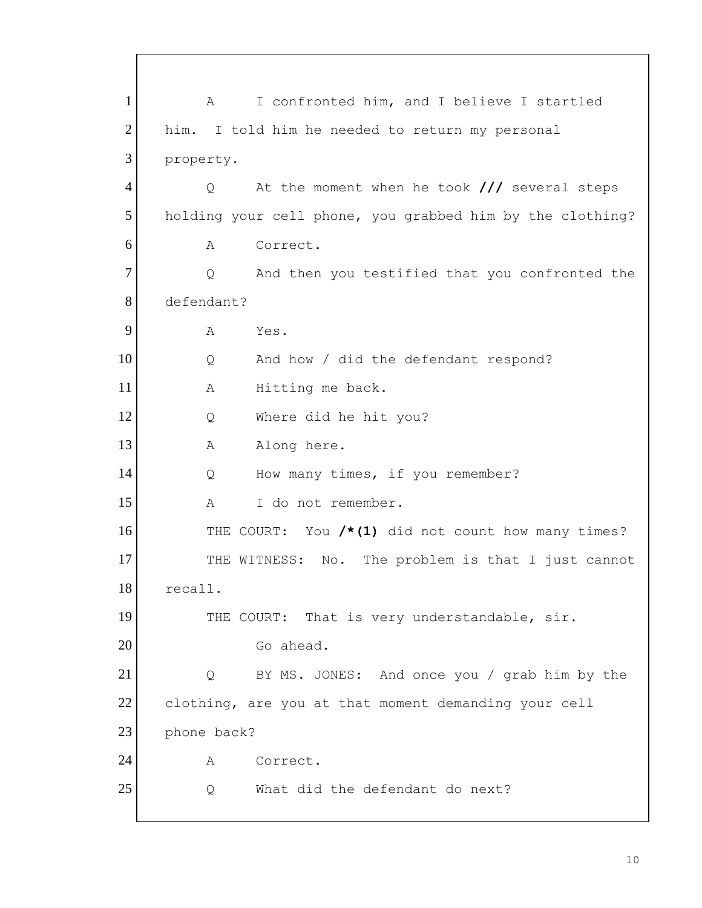1 A I confronted him, and I believe I startled
2 him. I told him he needed to return my personal
3 property.
4 Q At the moment when he took **///** several steps
5 holding your cell phone, you grabbed him by the clothing?
6 A Correct.
7 Q And then you testified that you confronted the
8 defendant?
9 A Yes.
10 Q And how / did the defendant respond?
11 A Hitting me back.
12 Q Where did he hit you?
13 A Along here.
14 Q How many times, if you remember?
15 A I do not remember.
16 THE COURT: You **/*(1)** did not count how many times?
17 THE WITNESS: No. The problem is that I just cannot
18 recall.
19 THE COURT: That is very understandable, sir.
20 Go ahead.
21 Q BY MS. JONES: And once you / grab him by the
22 clothing, are you at that moment demanding your cell
23 phone back?
24 A Correct.
25 Q What did the defendant do next?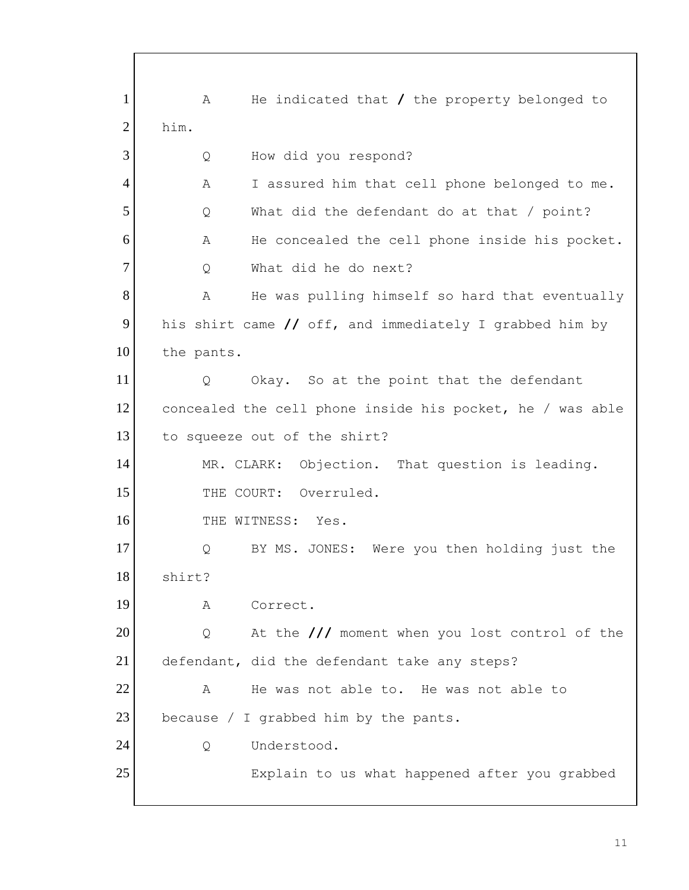1 A He indicated that / the property belonged to
2 him.
3 Q How did you respond?
4 A I assured him that cell phone belonged to me.
5 Q What did the defendant do at that / point?
6 A He concealed the cell phone inside his pocket.
7 Q What did he do next?
8 A He was pulling himself so hard that eventually
9 his shirt came // off, and immediately I grabbed him by
10 the pants.
11 Q Okay. So at the point that the defendant
12 concealed the cell phone inside his pocket, he / was able
13 to squeeze out of the shirt?
14 MR. CLARK: Objection. That question is leading.
15 THE COURT: Overruled.
16 THE WITNESS: Yes.
17 Q BY MS. JONES: Were you then holding just the
18 shirt?
19 A Correct.
20 Q At the /// moment when you lost control of the
21 defendant, did the defendant take any steps?
22 A He was not able to. He was not able to
23 because / I grabbed him by the pants.
24 Q Understood.
25 Explain to us what happened after you grabbed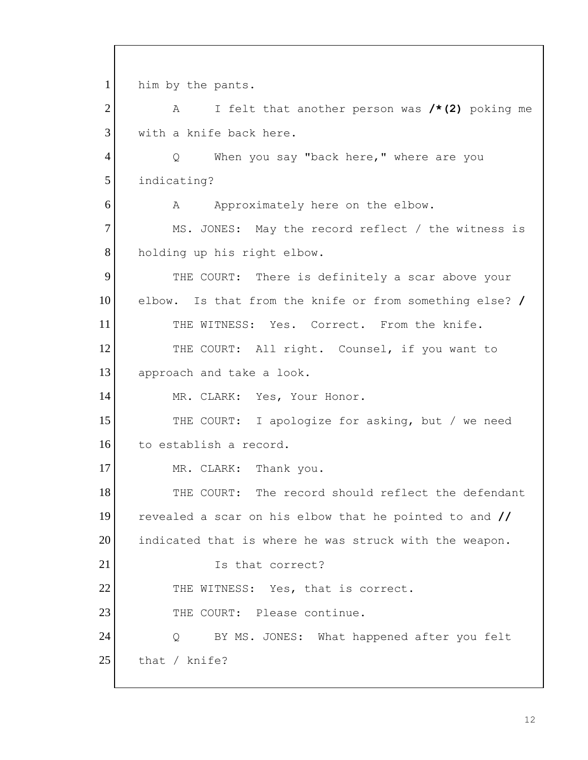1 him by the pants.

2 A I felt that another person was **/\*(2)** poking me

3 with a knife back here.

4 Q When you say "back here," where are you

5 indicating?

6 A Approximately here on the elbow.

7 MS. JONES: May the record reflect / the witness is

8 holding up his right elbow.

9 THE COURT: There is definitely a scar above your

10 elbow. Is that from the knife or from something else? **/**

11 THE WITNESS: Yes. Correct. From the knife.

12 THE COURT: All right. Counsel, if you want to

13 approach and take a look.

14 MR. CLARK: Yes, Your Honor.

15 THE COURT: I apologize for asking, but / we need

16 to establish a record.

17 MR. CLARK: Thank you.

18 THE COURT: The record should reflect the defendant

19 revealed a scar on his elbow that he pointed to and **//**

20 indicated that is where he was struck with the weapon.

21 Is that correct?

22 THE WITNESS: Yes, that is correct.

23 THE COURT: Please continue.

24 Q BY MS. JONES: What happened after you felt

25 that / knife?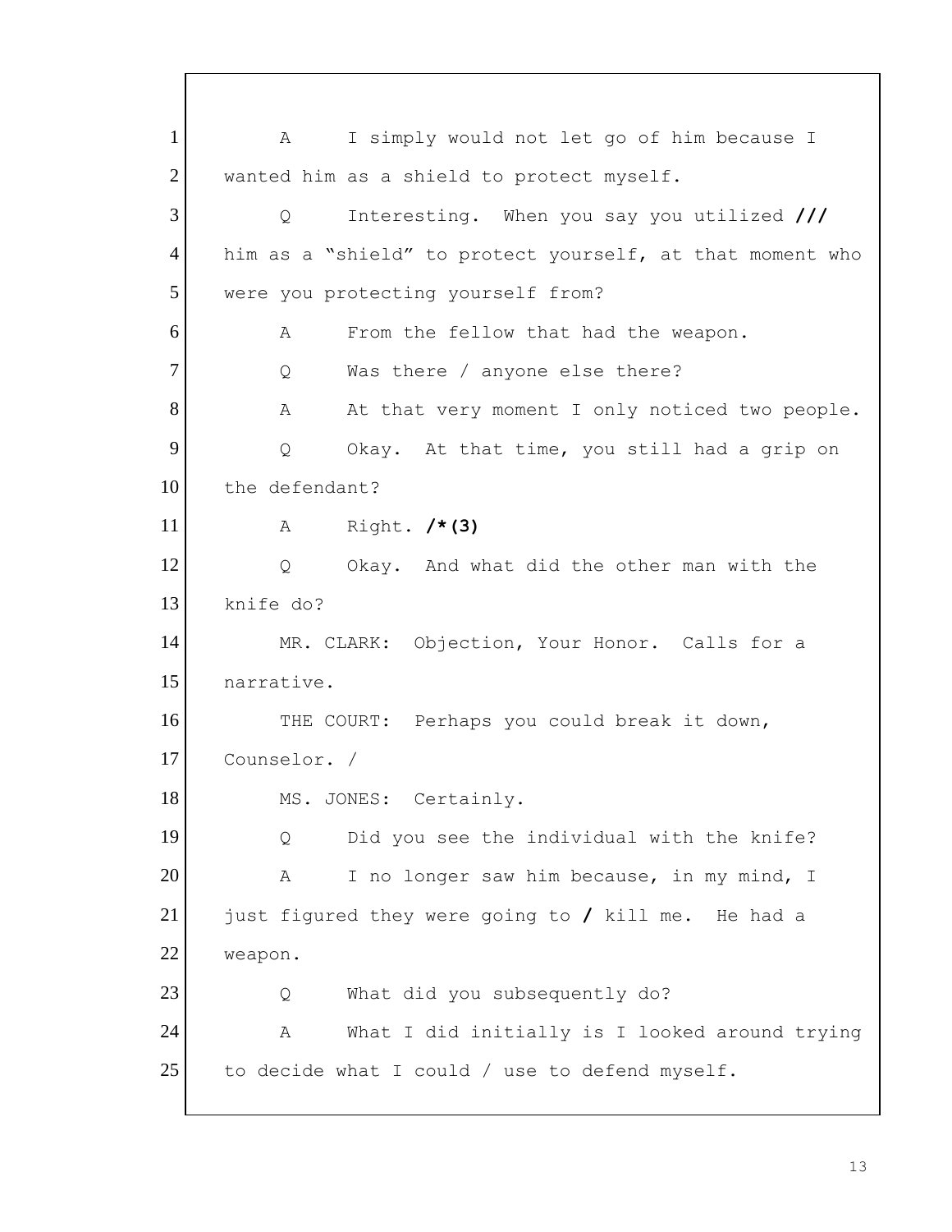1 A I simply would not let go of him because I
2 wanted him as a shield to protect myself.
3 Q Interesting. When you say you utilized **///**
4 him as a "shield" to protect yourself, at that moment who
5 were you protecting yourself from?
6 A From the fellow that had the weapon.
7 Q Was there / anyone else there?
8 A At that very moment I only noticed two people.
9 Q Okay. At that time, you still had a grip on
10 the defendant?
11 A Right. **/*(3)**
12 Q Okay. And what did the other man with the
13 knife do?
14 MR. CLARK: Objection, Your Honor. Calls for a
15 narrative.
16 THE COURT: Perhaps you could break it down,
17 Counselor. /
18 MS. JONES: Certainly.
19 Q Did you see the individual with the knife?
20 A I no longer saw him because, in my mind, I
21 just figured they were going to **/** kill me. He had a
22 weapon.
23 Q What did you subsequently do?
24 A What I did initially is I looked around trying
25 to decide what I could / use to defend myself.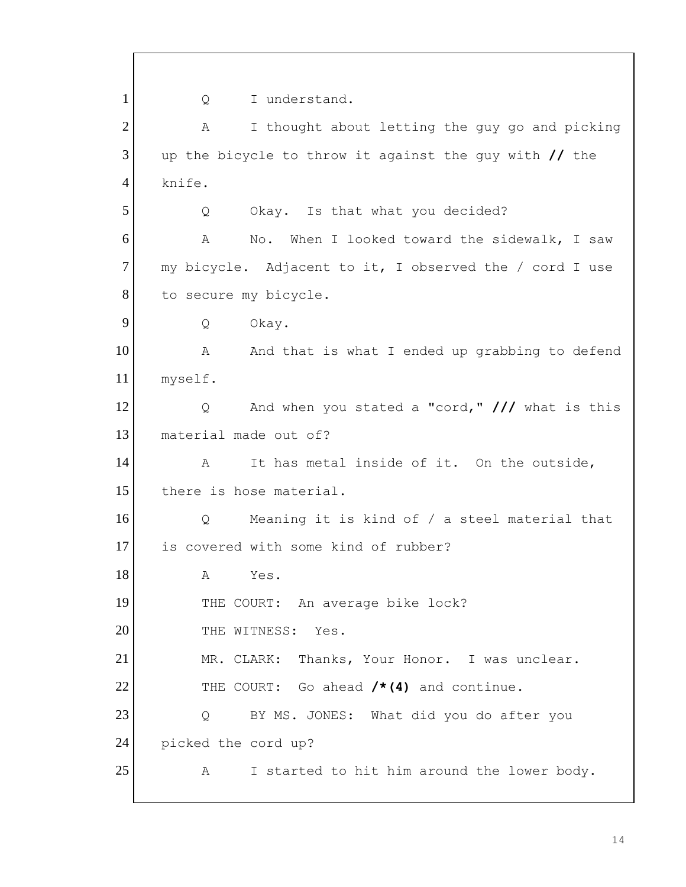1 Q I understand.

2 A I thought about letting the guy go and picking

3 up the bicycle to throw it against the guy with **//** the

4 knife.

5 Q Okay. Is that what you decided?

6 A No. When I looked toward the sidewalk, I saw

7 my bicycle. Adjacent to it, I observed the / cord I use

8 to secure my bicycle.

9 Q Okay.

10 A And that is what I ended up grabbing to defend

11 myself.

12 Q And when you stated a "cord," **///** what is this

13 material made out of?

14 A It has metal inside of it. On the outside,

15 there is hose material.

16 Q Meaning it is kind of / a steel material that

17 is covered with some kind of rubber?

18 A Yes.

19 THE COURT: An average bike lock?

20 THE WITNESS: Yes.

21 MR. CLARK: Thanks, Your Honor. I was unclear.

22 THE COURT: Go ahead **/*(4)** and continue.

23 Q BY MS. JONES: What did you do after you

24 picked the cord up?

25 A I started to hit him around the lower body.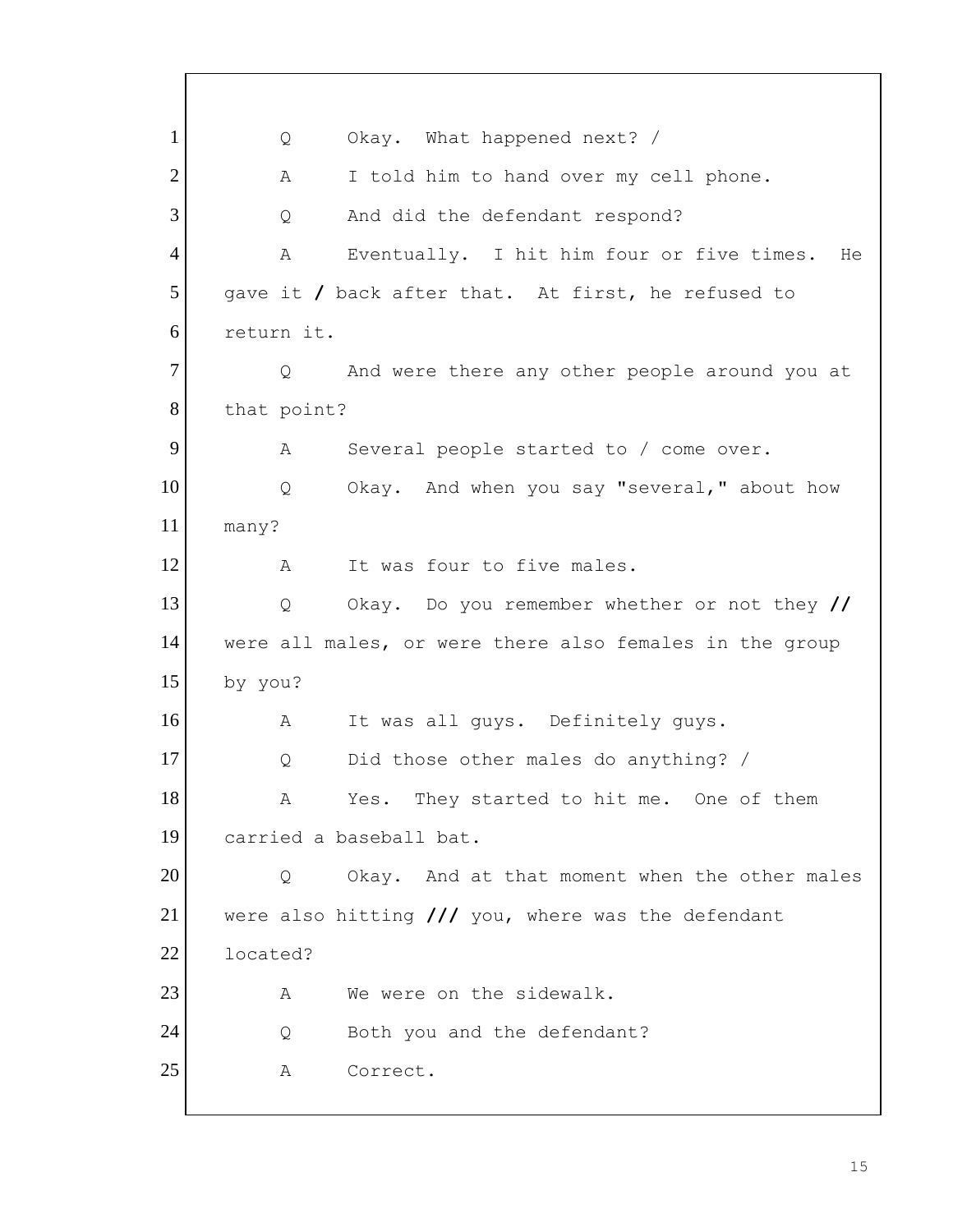1 Q Okay. What happened next? /

2 A I told him to hand over my cell phone.

3 Q And did the defendant respond?

4 A Eventually. I hit him four or five times. He

5 gave it / back after that. At first, he refused to

6 return it.

7 Q And were there any other people around you at

8 that point?

9 A Several people started to / come over.

10 Q Okay. And when you say "several," about how

11 many?

12 A It was four to five males.

13 Q Okay. Do you remember whether or not they //

14 were all males, or were there also females in the group

15 by you?

16 A It was all guys. Definitely guys.

17 Q Did those other males do anything? /

18 A Yes. They started to hit me. One of them

19 carried a baseball bat.

20 Q Okay. And at that moment when the other males

21 were also hitting /// you, where was the defendant

22 located?

23 A We were on the sidewalk.

24 Q Both you and the defendant?

25 A Correct.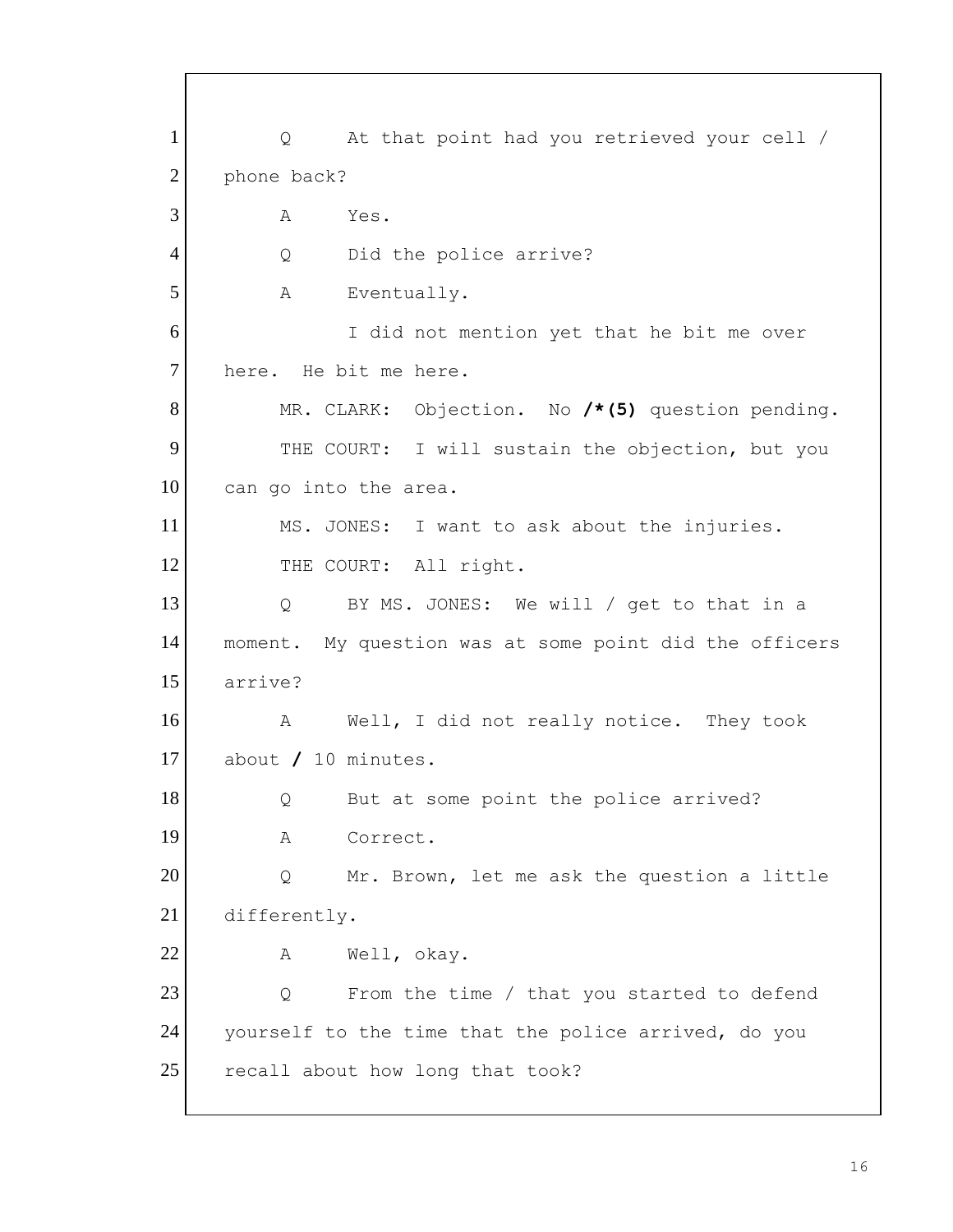1 Q At that point had you retrieved your cell /
2 phone back?
3 A Yes.
4 Q Did the police arrive?
5 A Eventually.
6 I did not mention yet that he bit me over
7 here. He bit me here.
8 MR. CLARK: Objection. No **/*(5)** question pending.
9 THE COURT: I will sustain the objection, but you
10 can go into the area.
11 MS. JONES: I want to ask about the injuries.
12 THE COURT: All right.
13 Q BY MS. JONES: We will / get to that in a
14 moment. My question was at some point did the officers
15 arrive?
16 A Well, I did not really notice. They took
17 about **/** 10 minutes.
18 Q But at some point the police arrived?
19 A Correct.
20 Q Mr. Brown, let me ask the question a little
21 differently.
22 A Well, okay.
23 Q From the time / that you started to defend
24 yourself to the time that the police arrived, do you
25 recall about how long that took?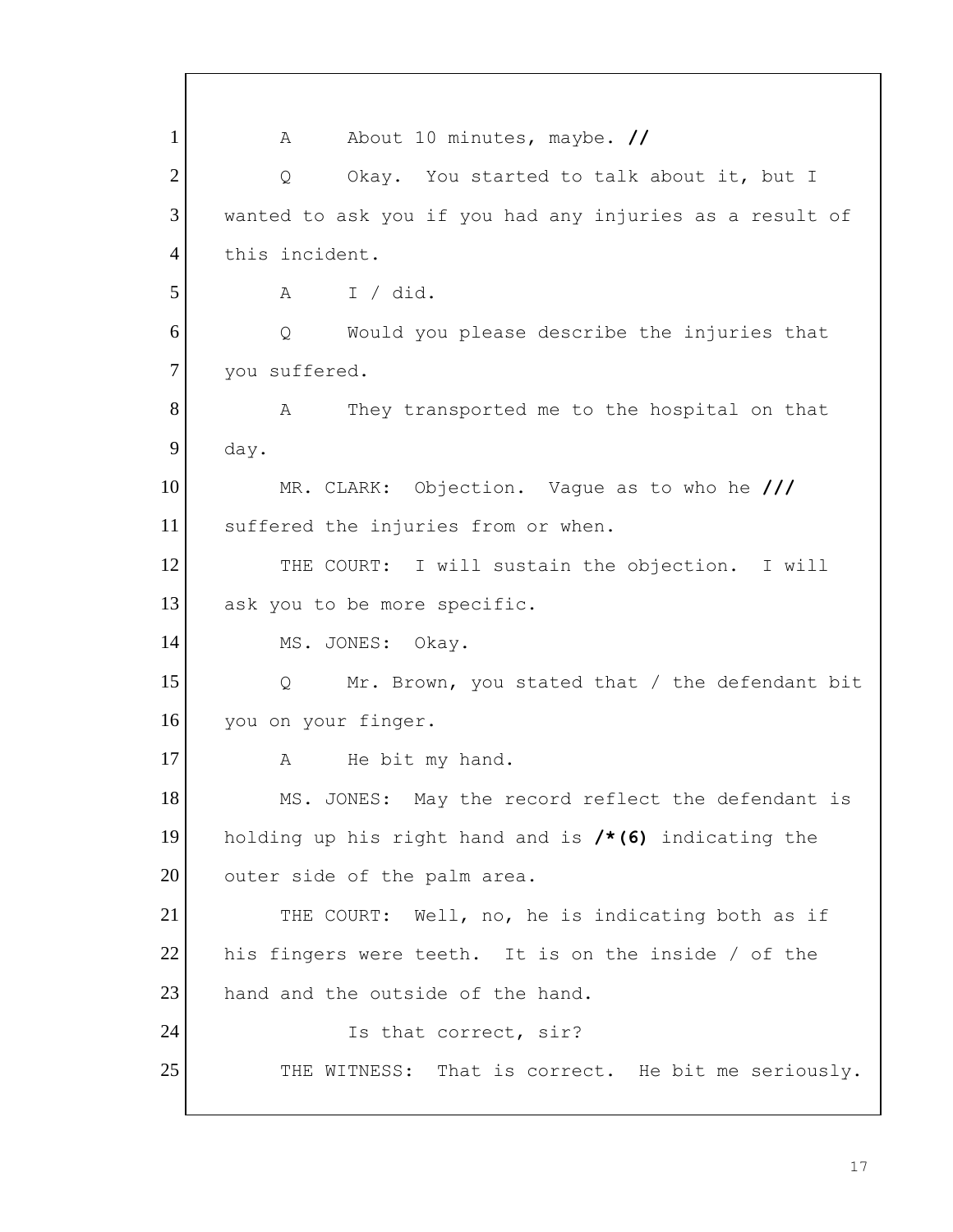1 A About 10 minutes, maybe. **//**

2 Q Okay. You started to talk about it, but I

3 wanted to ask you if you had any injuries as a result of

4 this incident.

5 A I / did.

6 Q Would you please describe the injuries that

7 you suffered.

8 A They transported me to the hospital on that

9 day.

10 MR. CLARK: Objection. Vague as to who he **///**

11 suffered the injuries from or when.

12 THE COURT: I will sustain the objection. I will

13 ask you to be more specific.

14 MS. JONES: Okay.

15 Q Mr. Brown, you stated that / the defendant bit

16 you on your finger.

17 A He bit my hand.

18 MS. JONES: May the record reflect the defendant is

19 holding up his right hand and is **/*(6)** indicating the

20 outer side of the palm area.

21 THE COURT: Well, no, he is indicating both as if

22 his fingers were teeth. It is on the inside / of the

23 hand and the outside of the hand.

24 Is that correct, sir?

25 THE WITNESS: That is correct. He bit me seriously.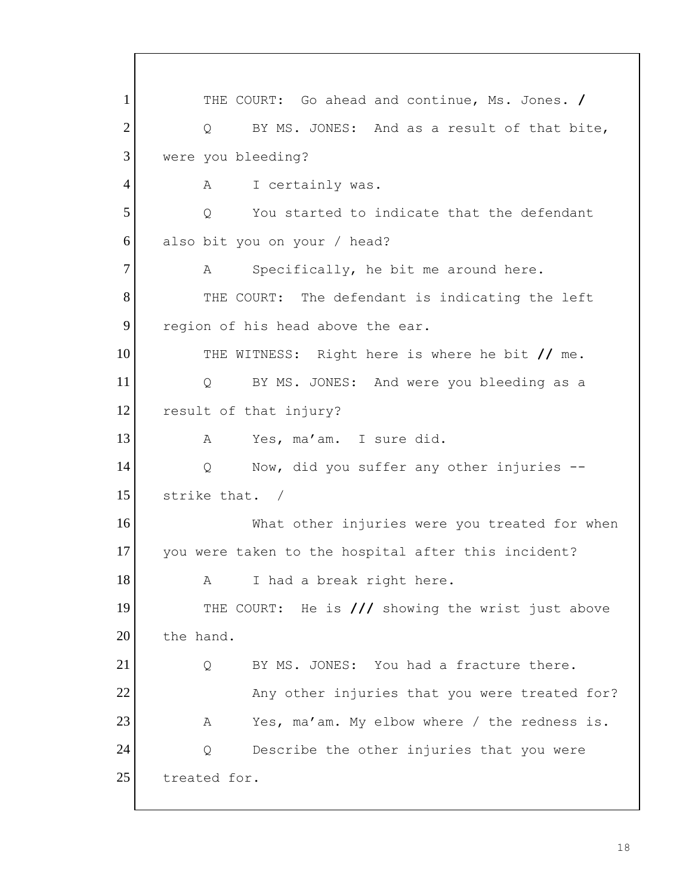1 THE COURT: Go ahead and continue, Ms. Jones. **/**

2 Q BY MS. JONES: And as a result of that bite,

3 were you bleeding?

4 A I certainly was.

5 Q You started to indicate that the defendant

6 also bit you on your / head?

7 A Specifically, he bit me around here.

8 THE COURT: The defendant is indicating the left

9 region of his head above the ear.

10 THE WITNESS: Right here is where he bit **//** me.

11 Q BY MS. JONES: And were you bleeding as a

12 result of that injury?

13 A Yes, ma'am. I sure did.

14 Q Now, did you suffer any other injuries --

15 strike that. /

16 What other injuries were you treated for when

17 you were taken to the hospital after this incident?

18 A I had a break right here.

19 THE COURT: He is **///** showing the wrist just above

20 the hand.

21 Q BY MS. JONES: You had a fracture there.

22 Any other injuries that you were treated for?

23 A Yes, ma'am. My elbow where / the redness is.

24 Q Describe the other injuries that you were

25 treated for.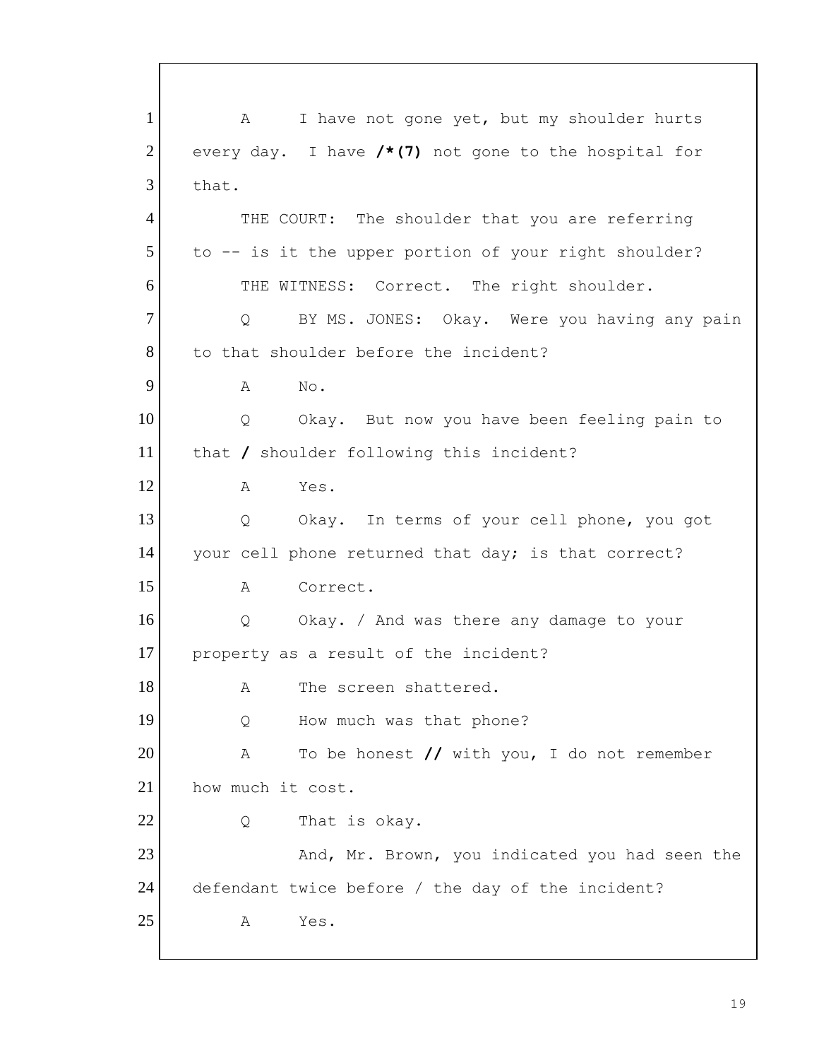1 A I have not gone yet, but my shoulder hurts
2 every day. I have **/*(7)** not gone to the hospital for
3 that.
4 THE COURT: The shoulder that you are referring
5 to -- is it the upper portion of your right shoulder?
6 THE WITNESS: Correct. The right shoulder.
7 Q BY MS. JONES: Okay. Were you having any pain
8 to that shoulder before the incident?
9 A No.
10 Q Okay. But now you have been feeling pain to
11 that **/** shoulder following this incident?
12 A Yes.
13 Q Okay. In terms of your cell phone, you got
14 your cell phone returned that day; is that correct?
15 A Correct.
16 Q Okay. / And was there any damage to your
17 property as a result of the incident?
18 A The screen shattered.
19 Q How much was that phone?
20 A To be honest **//** with you, I do not remember
21 how much it cost.
22 Q That is okay.
23 And, Mr. Brown, you indicated you had seen the
24 defendant twice before / the day of the incident?
25 A Yes.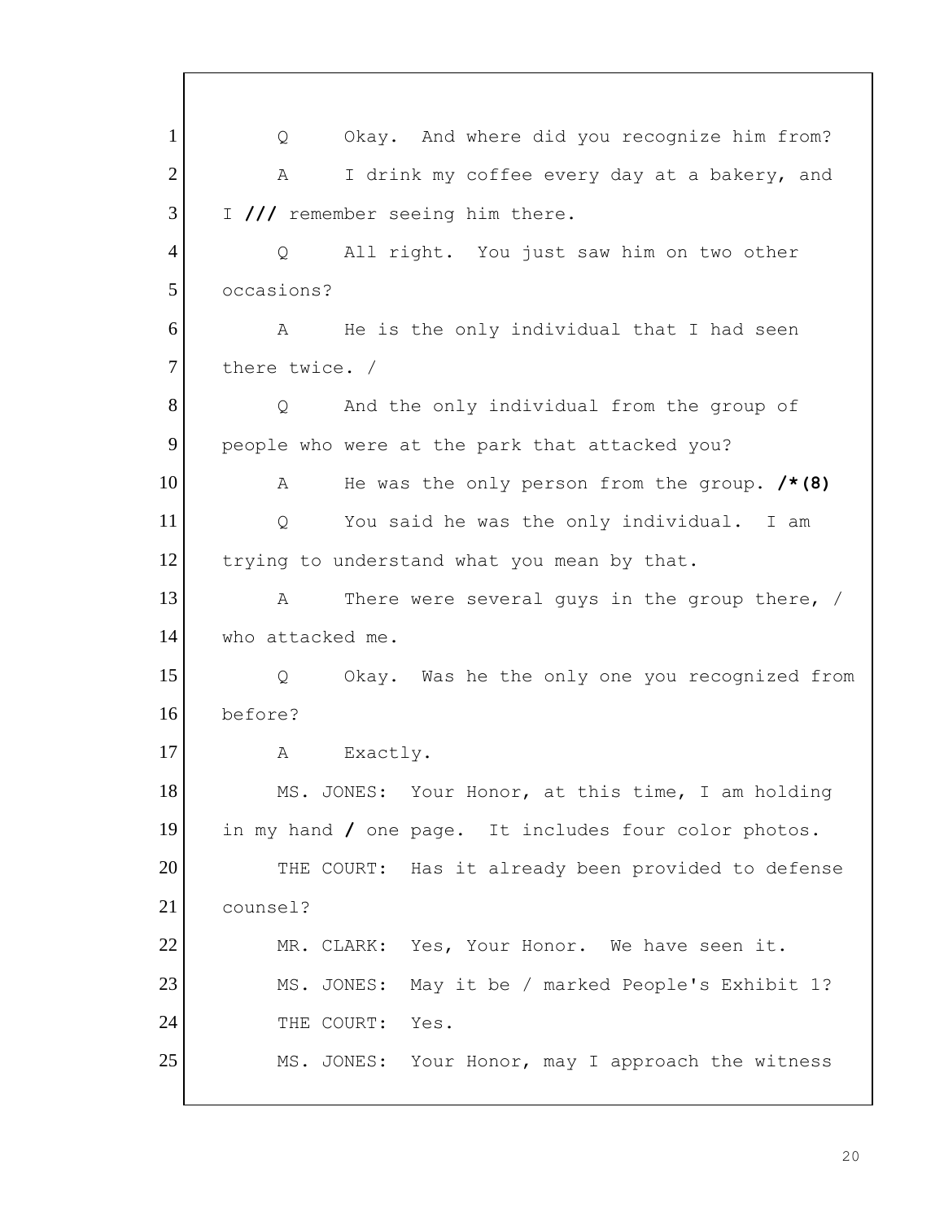1 Q Okay. And where did you recognize him from?
2 A I drink my coffee every day at a bakery, and
3 I **///** remember seeing him there.
4 Q All right. You just saw him on two other
5 occasions?
6 A He is the only individual that I had seen
7 there twice. /
8 Q And the only individual from the group of
9 people who were at the park that attacked you?
10 A He was the only person from the group. **/*(8)**
11 Q You said he was the only individual. I am
12 trying to understand what you mean by that.
13 A There were several guys in the group there, /
14 who attacked me.
15 Q Okay. Was he the only one you recognized from
16 before?
17 A Exactly.
18 MS. JONES: Your Honor, at this time, I am holding
19 in my hand **/** one page. It includes four color photos.
20 THE COURT: Has it already been provided to defense
21 counsel?
22 MR. CLARK: Yes, Your Honor. We have seen it.
23 MS. JONES: May it be / marked People's Exhibit 1?
24 THE COURT: Yes.
25 MS. JONES: Your Honor, may I approach the witness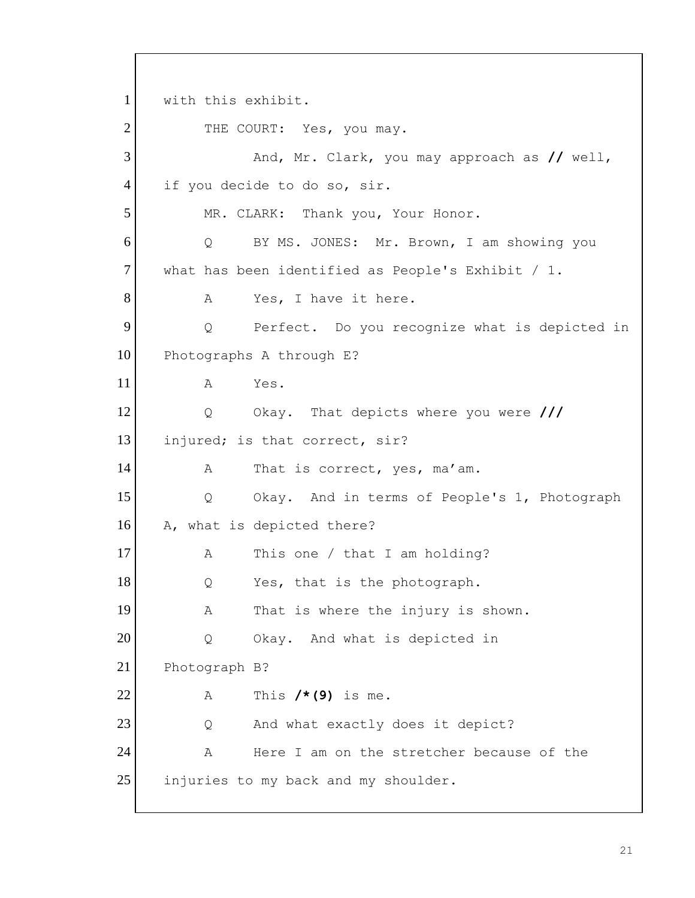1 with this exhibit.

2 THE COURT: Yes, you may.

3 And, Mr. Clark, you may approach as **//** well,

4 if you decide to do so, sir.

5 MR. CLARK: Thank you, Your Honor.

6 Q BY MS. JONES: Mr. Brown, I am showing you

7 what has been identified as People's Exhibit / 1.

8 A Yes, I have it here.

9 Q Perfect. Do you recognize what is depicted in

10 Photographs A through E?

11 A Yes.

12 Q Okay. That depicts where you were **///**

13 injured; is that correct, sir?

14 A That is correct, yes, ma'am.

15 Q Okay. And in terms of People's 1, Photograph

16 A, what is depicted there?

17 A This one / that I am holding?

18 Q Yes, that is the photograph.

19 A That is where the injury is shown.

20 Q Okay. And what is depicted in

21 Photograph B?

22 A This **/*(9)** is me.

23 Q And what exactly does it depict?

24 A Here I am on the stretcher because of the

25 injuries to my back and my shoulder.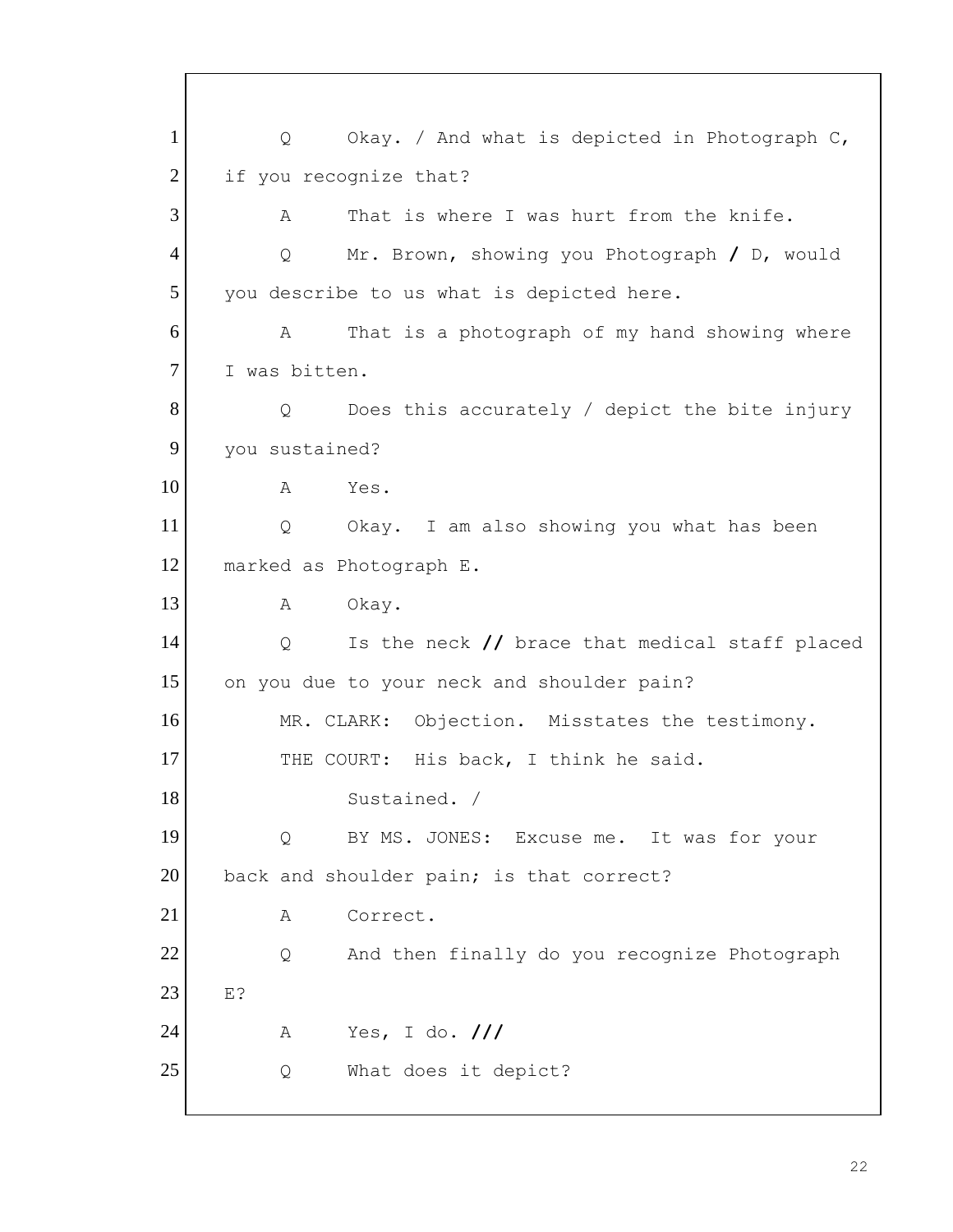1 Q Okay. / And what is depicted in Photograph C,
2 if you recognize that?
3 A That is where I was hurt from the knife.
4 Q Mr. Brown, showing you Photograph / D, would
5 you describe to us what is depicted here.
6 A That is a photograph of my hand showing where
7 I was bitten.
8 Q Does this accurately / depict the bite injury
9 you sustained?
10 A Yes.
11 Q Okay. I am also showing you what has been
12 marked as Photograph E.
13 A Okay.
14 Q Is the neck // brace that medical staff placed
15 on you due to your neck and shoulder pain?
16 MR. CLARK: Objection. Misstates the testimony.
17 THE COURT: His back, I think he said.
18 Sustained. /
19 Q BY MS. JONES: Excuse me. It was for your
20 back and shoulder pain; is that correct?
21 A Correct.
22 Q And then finally do you recognize Photograph
23 E?
24 A Yes, I do. ///
25 Q What does it depict?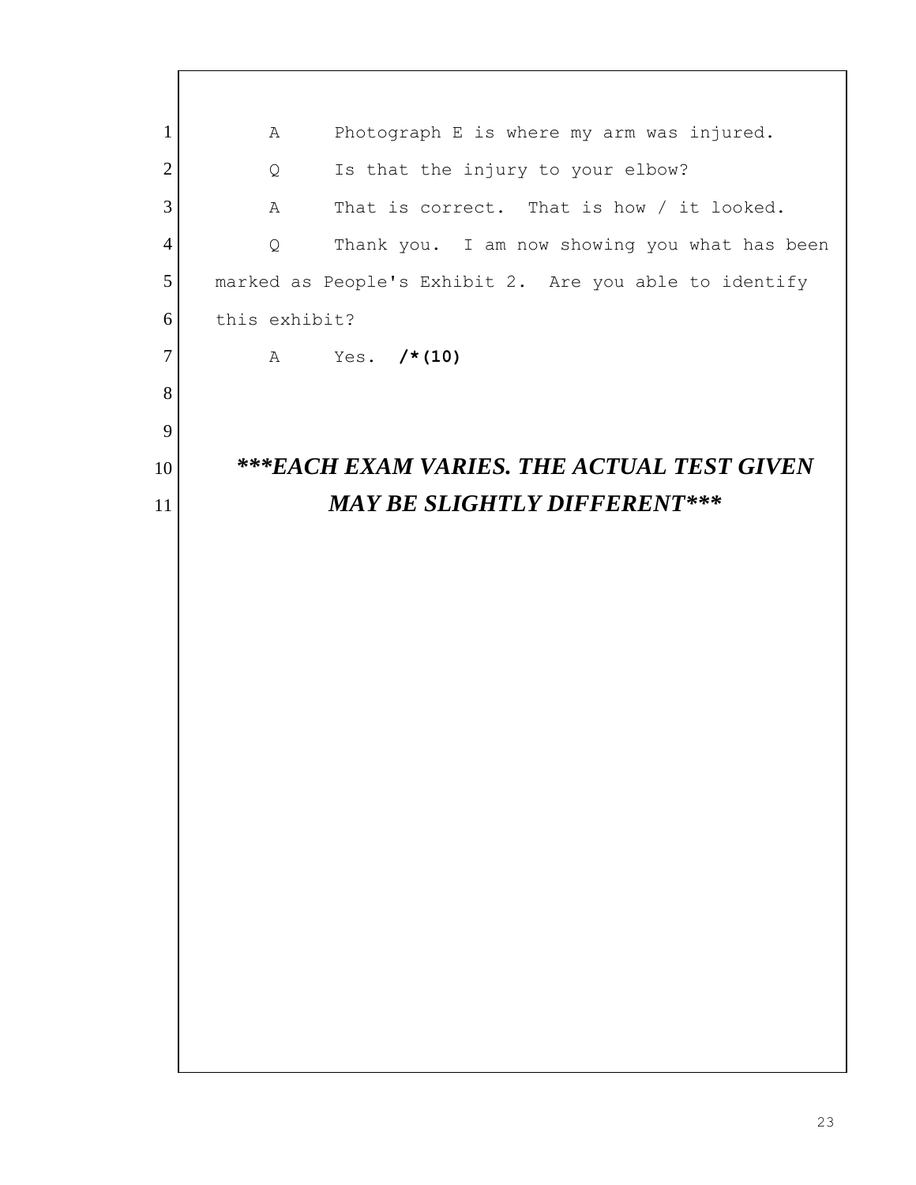A Photograph E is where my arm was injured.

Q Is that the injury to your elbow?

A That is correct. That is how / it looked.

Q Thank you. I am now showing you what has been marked as People's Exhibit 2. Are you able to identify this exhibit?

A Yes. **/*(10)**

***\*\*\*EACH EXAM VARIES. THE ACTUAL TEST GIVEN MAY BE SLIGHTLY DIFFERENT\*\*\****